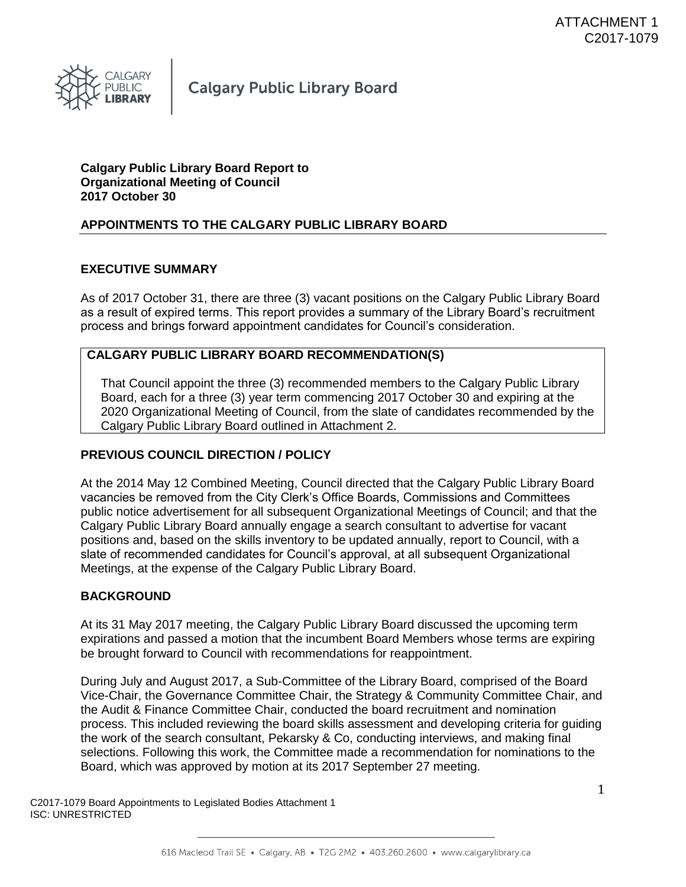ATTACHMENT 1
C2017-1079

Calgary Public Library Board

**Calgary Public Library Board Report to Organizational Meeting of Council 2017 October 30**

## APPOINTMENTS TO THE CALGARY PUBLIC LIBRARY BOARD

## EXECUTIVE SUMMARY

As of 2017 October 31, there are three (3) vacant positions on the Calgary Public Library Board as a result of expired terms. This report provides a summary of the Library Board's recruitment process and brings forward appointment candidates for Council's consideration.

## CALGARY PUBLIC LIBRARY BOARD RECOMMENDATION(S)

That Council appoint the three (3) recommended members to the Calgary Public Library Board, each for a three (3) year term commencing 2017 October 30 and expiring at the 2020 Organizational Meeting of Council, from the slate of candidates recommended by the Calgary Public Library Board outlined in Attachment 2.

## PREVIOUS COUNCIL DIRECTION / POLICY

At the 2014 May 12 Combined Meeting, Council directed that the Calgary Public Library Board vacancies be removed from the City Clerk's Office Boards, Commissions and Committees public notice advertisement for all subsequent Organizational Meetings of Council; and that the Calgary Public Library Board annually engage a search consultant to advertise for vacant positions and, based on the skills inventory to be updated annually, report to Council, with a slate of recommended candidates for Council's approval, at all subsequent Organizational Meetings, at the expense of the Calgary Public Library Board.

## BACKGROUND

At its 31 May 2017 meeting, the Calgary Public Library Board discussed the upcoming term expirations and passed a motion that the incumbent Board Members whose terms are expiring be brought forward to Council with recommendations for reappointment.

During July and August 2017, a Sub-Committee of the Library Board, comprised of the Board Vice-Chair, the Governance Committee Chair, the Strategy & Community Committee Chair, and the Audit & Finance Committee Chair, conducted the board recruitment and nomination process. This included reviewing the board skills assessment and developing criteria for guiding the work of the search consultant, Pekarsky & Co, conducting interviews, and making final selections. Following this work, the Committee made a recommendation for nominations to the Board, which was approved by motion at its 2017 September 27 meeting.

C2017-1079 Board Appointments to Legislated Bodies Attachment 1
ISC: UNRESTRICTED

616 Macleod Trail SE • Calgary, AB • T2G 2M2 • 403.260.2600 • www.calgarylibrary.ca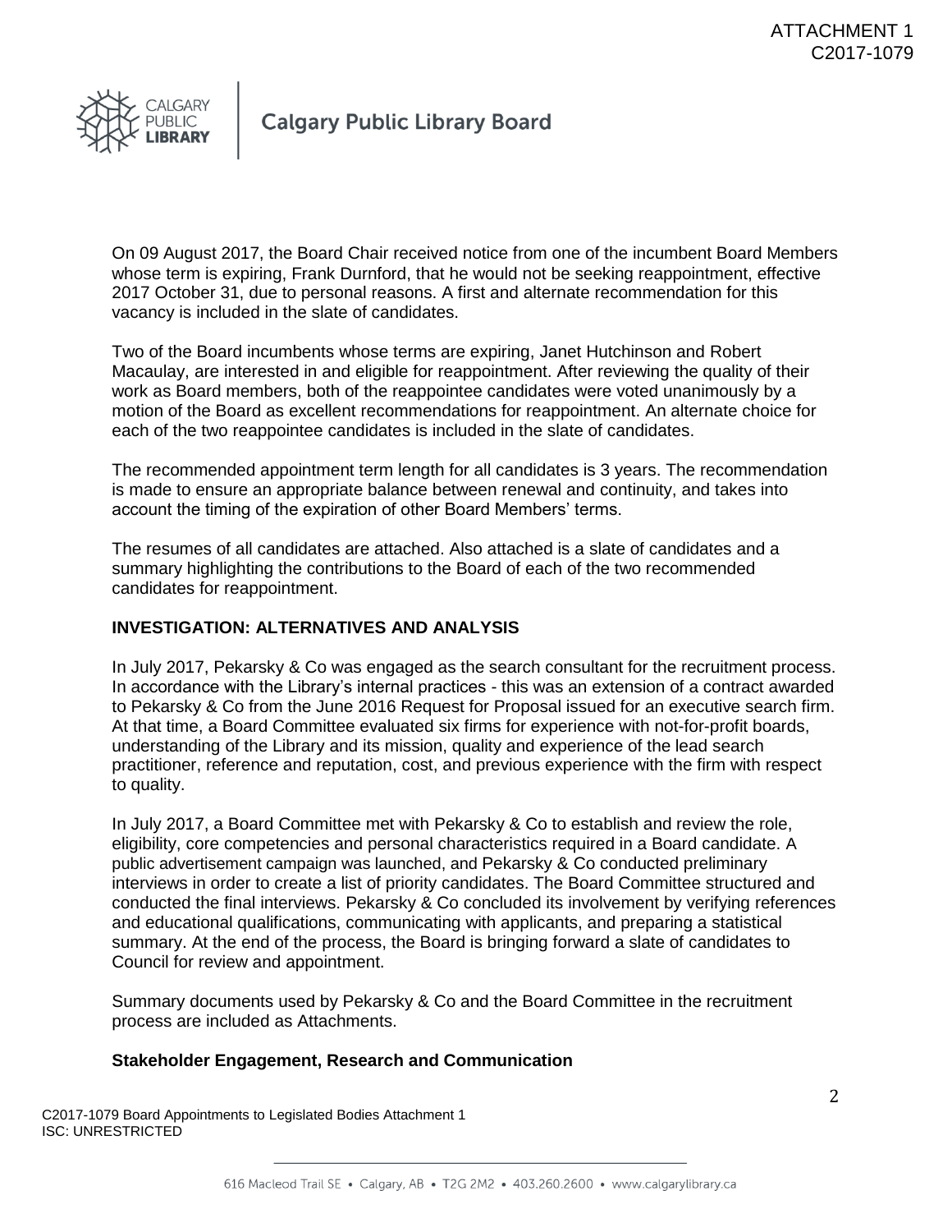On 09 August 2017, the Board Chair received notice from one of the incumbent Board Members whose term is expiring, Frank Durnford, that he would not be seeking reappointment, effective 2017 October 31, due to personal reasons. A first and alternate recommendation for this vacancy is included in the slate of candidates.

Two of the Board incumbents whose terms are expiring, Janet Hutchinson and Robert Macaulay, are interested in and eligible for reappointment. After reviewing the quality of their work as Board members, both of the reappointee candidates were voted unanimously by a motion of the Board as excellent recommendations for reappointment. An alternate choice for each of the two reappointee candidates is included in the slate of candidates.

The recommended appointment term length for all candidates is 3 years. The recommendation is made to ensure an appropriate balance between renewal and continuity, and takes into account the timing of the expiration of other Board Members' terms.

The resumes of all candidates are attached. Also attached is a slate of candidates and a summary highlighting the contributions to the Board of each of the two recommended candidates for reappointment.

## INVESTIGATION: ALTERNATIVES AND ANALYSIS

In July 2017, Pekarsky & Co was engaged as the search consultant for the recruitment process. In accordance with the Library's internal practices - this was an extension of a contract awarded to Pekarsky & Co from the June 2016 Request for Proposal issued for an executive search firm. At that time, a Board Committee evaluated six firms for experience with not-for-profit boards, understanding of the Library and its mission, quality and experience of the lead search practitioner, reference and reputation, cost, and previous experience with the firm with respect to quality.

In July 2017, a Board Committee met with Pekarsky & Co to establish and review the role, eligibility, core competencies and personal characteristics required in a Board candidate. A public advertisement campaign was launched, and Pekarsky & Co conducted preliminary interviews in order to create a list of priority candidates. The Board Committee structured and conducted the final interviews. Pekarsky & Co concluded its involvement by verifying references and educational qualifications, communicating with applicants, and preparing a statistical summary. At the end of the process, the Board is bringing forward a slate of candidates to Council for review and appointment.

Summary documents used by Pekarsky & Co and the Board Committee in the recruitment process are included as Attachments.

### Stakeholder Engagement, Research and Communication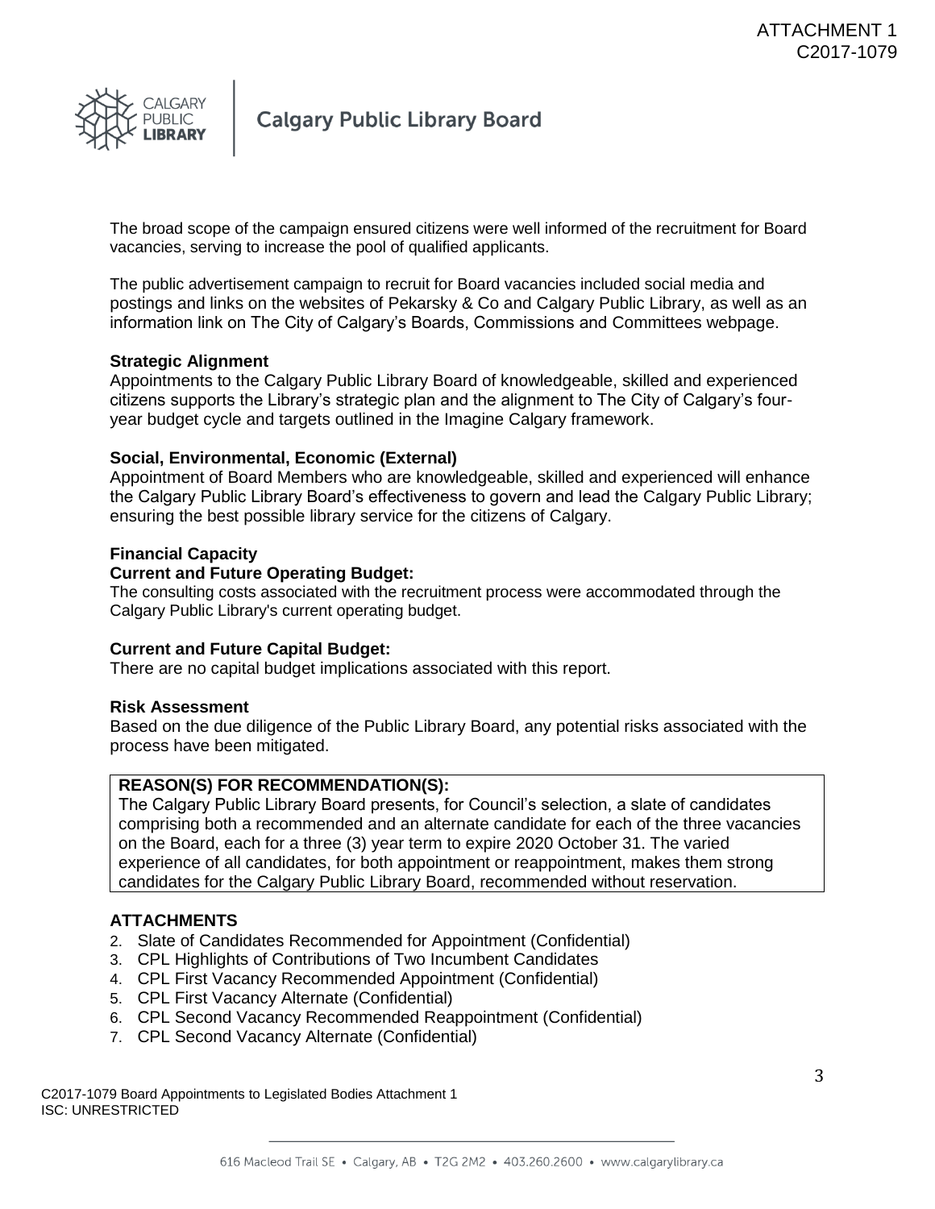The broad scope of the campaign ensured citizens were well informed of the recruitment for Board vacancies, serving to increase the pool of qualified applicants.

The public advertisement campaign to recruit for Board vacancies included social media and postings and links on the websites of Pekarsky & Co and Calgary Public Library, as well as an information link on The City of Calgary's Boards, Commissions and Committees webpage.

**Strategic Alignment**
Appointments to the Calgary Public Library Board of knowledgeable, skilled and experienced citizens supports the Library's strategic plan and the alignment to The City of Calgary's four-year budget cycle and targets outlined in the Imagine Calgary framework.

**Social, Environmental, Economic (External)**
Appointment of Board Members who are knowledgeable, skilled and experienced will enhance the Calgary Public Library Board's effectiveness to govern and lead the Calgary Public Library; ensuring the best possible library service for the citizens of Calgary.

**Financial Capacity**

**Current and Future Operating Budget:**
The consulting costs associated with the recruitment process were accommodated through the Calgary Public Library's current operating budget.

**Current and Future Capital Budget:**
There are no capital budget implications associated with this report.

**Risk Assessment**
Based on the due diligence of the Public Library Board, any potential risks associated with the process have been mitigated.

**REASON(S) FOR RECOMMENDATION(S):**
The Calgary Public Library Board presents, for Council's selection, a slate of candidates comprising both a recommended and an alternate candidate for each of the three vacancies on the Board, each for a three (3) year term to expire 2020 October 31. The varied experience of all candidates, for both appointment or reappointment, makes them strong candidates for the Calgary Public Library Board, recommended without reservation.

**ATTACHMENTS**

2. Slate of Candidates Recommended for Appointment (Confidential)
3. CPL Highlights of Contributions of Two Incumbent Candidates
4. CPL First Vacancy Recommended Appointment (Confidential)
5. CPL First Vacancy Alternate (Confidential)
6. CPL Second Vacancy Recommended Reappointment (Confidential)
7. CPL Second Vacancy Alternate (Confidential)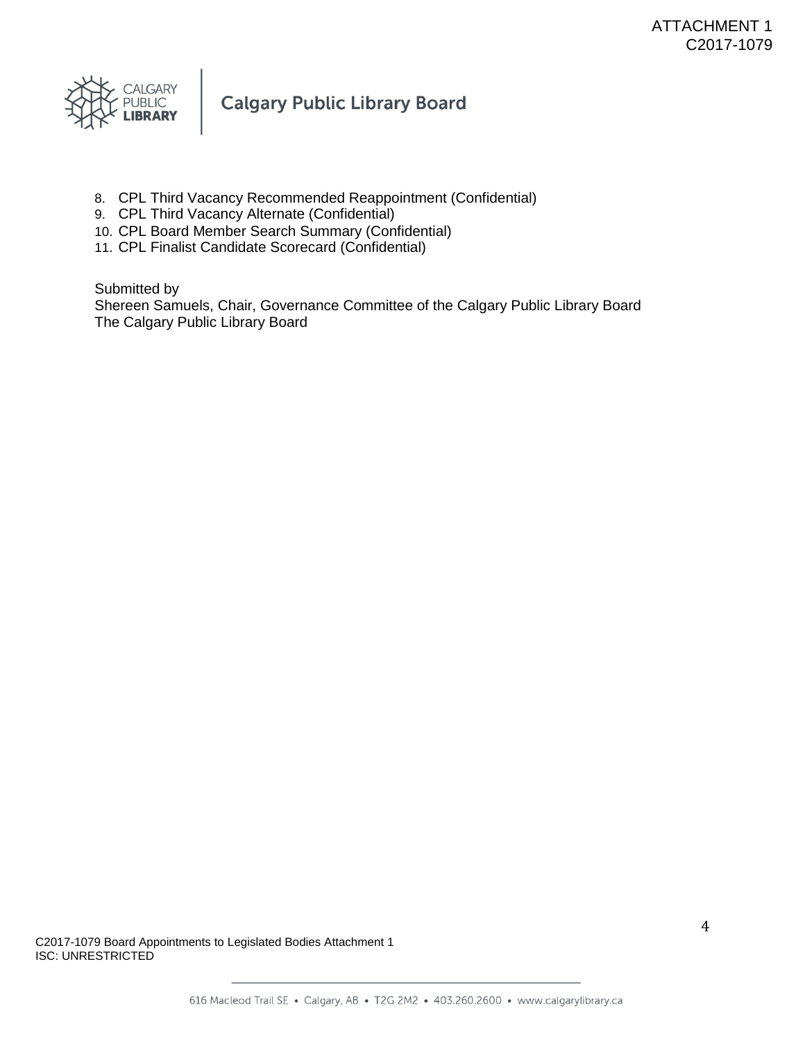8. CPL Third Vacancy Recommended Reappointment (Confidential)
9. CPL Third Vacancy Alternate (Confidential)
10. CPL Board Member Search Summary (Confidential)
11. CPL Finalist Candidate Scorecard (Confidential)

Submitted by
Shereen Samuels, Chair, Governance Committee of the Calgary Public Library Board
The Calgary Public Library Board